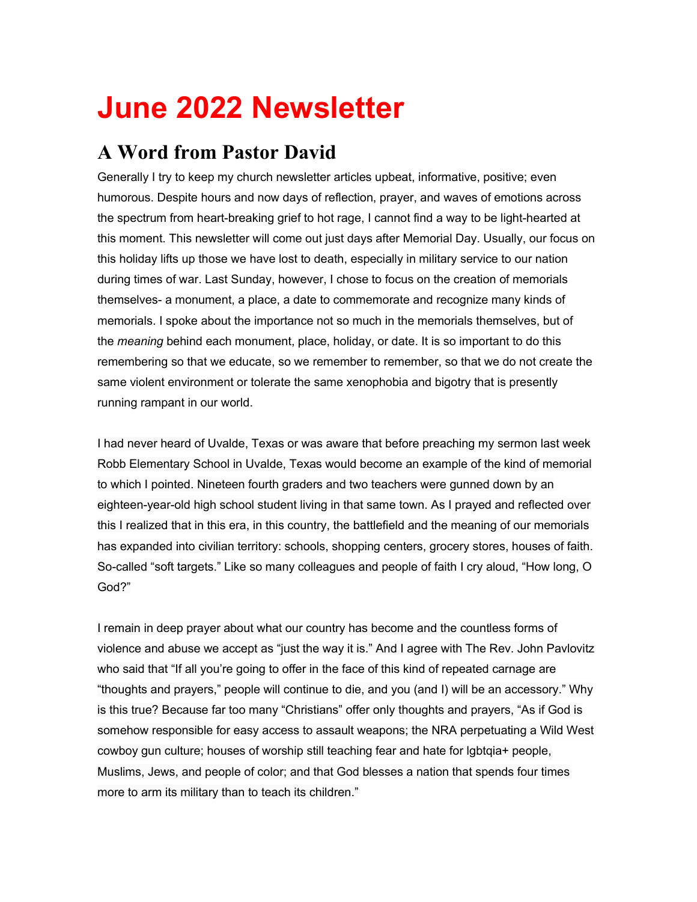# June 2022 Newsletter

## A Word from Pastor David

Generally I try to keep my church newsletter articles upbeat, informative, positive; even humorous. Despite hours and now days of reflection, prayer, and waves of emotions across the spectrum from heart-breaking grief to hot rage, I cannot find a way to be light-hearted at this moment. This newsletter will come out just days after Memorial Day. Usually, our focus on this holiday lifts up those we have lost to death, especially in military service to our nation during times of war. Last Sunday, however, I chose to focus on the creation of memorials themselves- a monument, a place, a date to commemorate and recognize many kinds of memorials. I spoke about the importance not so much in the memorials themselves, but of the *meaning* behind each monument, place, holiday, or date. It is so important to do this remembering so that we educate, so we remember to remember, so that we do not create the same violent environment or tolerate the same xenophobia and bigotry that is presently running rampant in our world.

I had never heard of Uvalde, Texas or was aware that before preaching my sermon last week Robb Elementary School in Uvalde, Texas would become an example of the kind of memorial to which I pointed. Nineteen fourth graders and two teachers were gunned down by an eighteen-year-old high school student living in that same town. As I prayed and reflected over this I realized that in this era, in this country, the battlefield and the meaning of our memorials has expanded into civilian territory: schools, shopping centers, grocery stores, houses of faith. So-called "soft targets." Like so many colleagues and people of faith I cry aloud, "How long, O God?"

I remain in deep prayer about what our country has become and the countless forms of violence and abuse we accept as "just the way it is." And I agree with The Rev. John Pavlovitz who said that "If all you're going to offer in the face of this kind of repeated carnage are "thoughts and prayers," people will continue to die, and you (and I) will be an accessory." Why is this true? Because far too many "Christians" offer only thoughts and prayers, "As if God is somehow responsible for easy access to assault weapons; the NRA perpetuating a Wild West cowboy gun culture; houses of worship still teaching fear and hate for lgbtqia+ people, Muslims, Jews, and people of color; and that God blesses a nation that spends four times more to arm its military than to teach its children."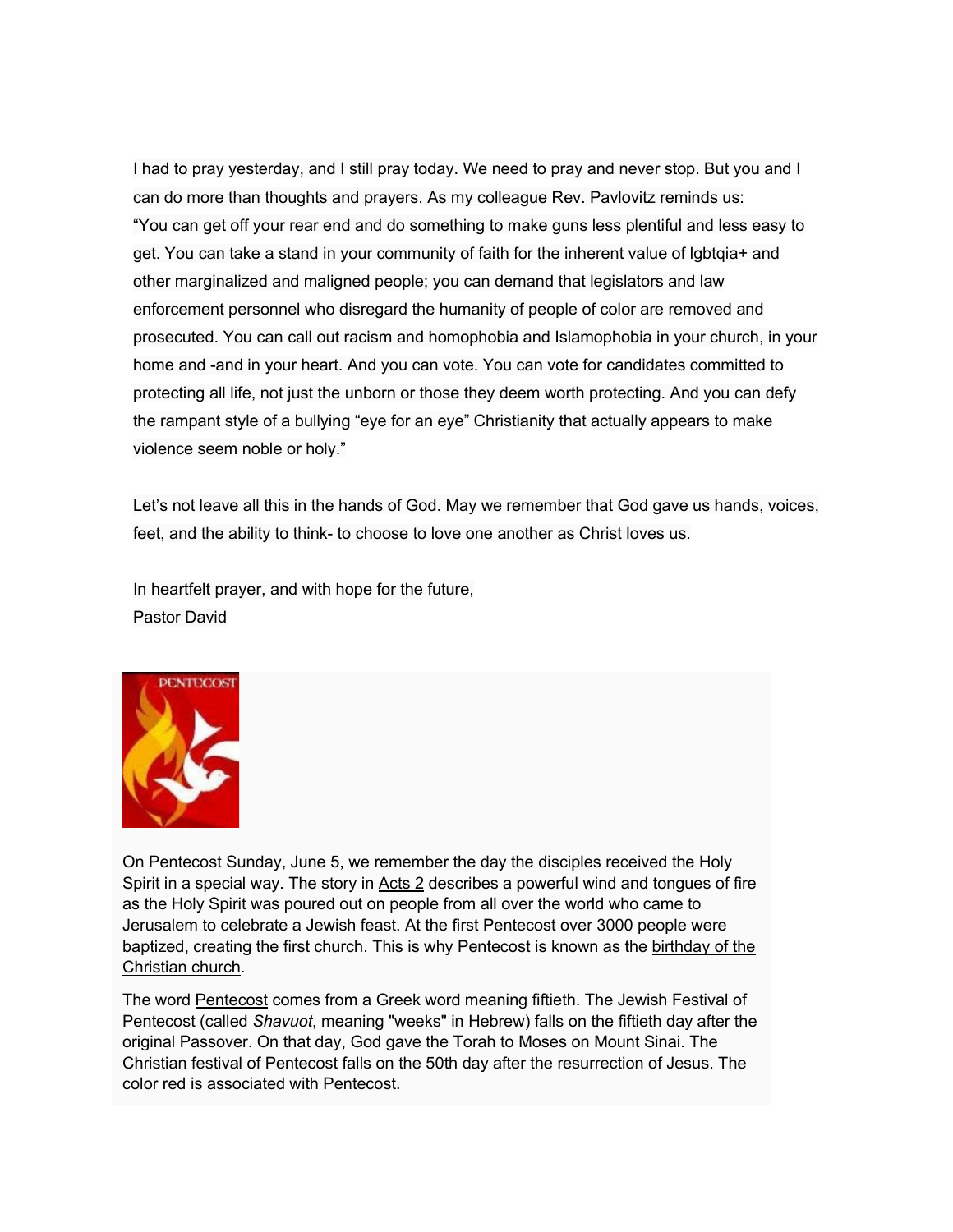I had to pray yesterday, and I still pray today. We need to pray and never stop. But you and I can do more than thoughts and prayers. As my colleague Rev. Pavlovitz reminds us: "You can get off your rear end and do something to make guns less plentiful and less easy to get. You can take a stand in your community of faith for the inherent value of lgbtqia+ and other marginalized and maligned people; you can demand that legislators and law enforcement personnel who disregard the humanity of people of color are removed and prosecuted. You can call out racism and homophobia and Islamophobia in your church, in your home and -and in your heart. And you can vote. You can vote for candidates committed to protecting all life, not just the unborn or those they deem worth protecting. And you can defy the rampant style of a bullying "eye for an eye" Christianity that actually appears to make violence seem noble or holy."

Let's not leave all this in the hands of God. May we remember that God gave us hands, voices, feet, and the ability to think- to choose to love one another as Christ loves us.

In heartfelt prayer, and with hope for the future,
Pastor David

PENTECOST

On Pentecost Sunday, June 5, we remember the day the disciples received the Holy Spirit in a special way. The story in Acts 2 describes a powerful wind and tongues of fire as the Holy Spirit was poured out on people from all over the world who came to Jerusalem to celebrate a Jewish feast. At the first Pentecost over 3000 people were baptized, creating the first church. This is why Pentecost is known as the birthday of the Christian church.

The word Pentecost comes from a Greek word meaning fiftieth. The Jewish Festival of Pentecost (called *Shavuot*, meaning "weeks" in Hebrew) falls on the fiftieth day after the original Passover. On that day, God gave the Torah to Moses on Mount Sinai. The Christian festival of Pentecost falls on the 50th day after the resurrection of Jesus. The color red is associated with Pentecost.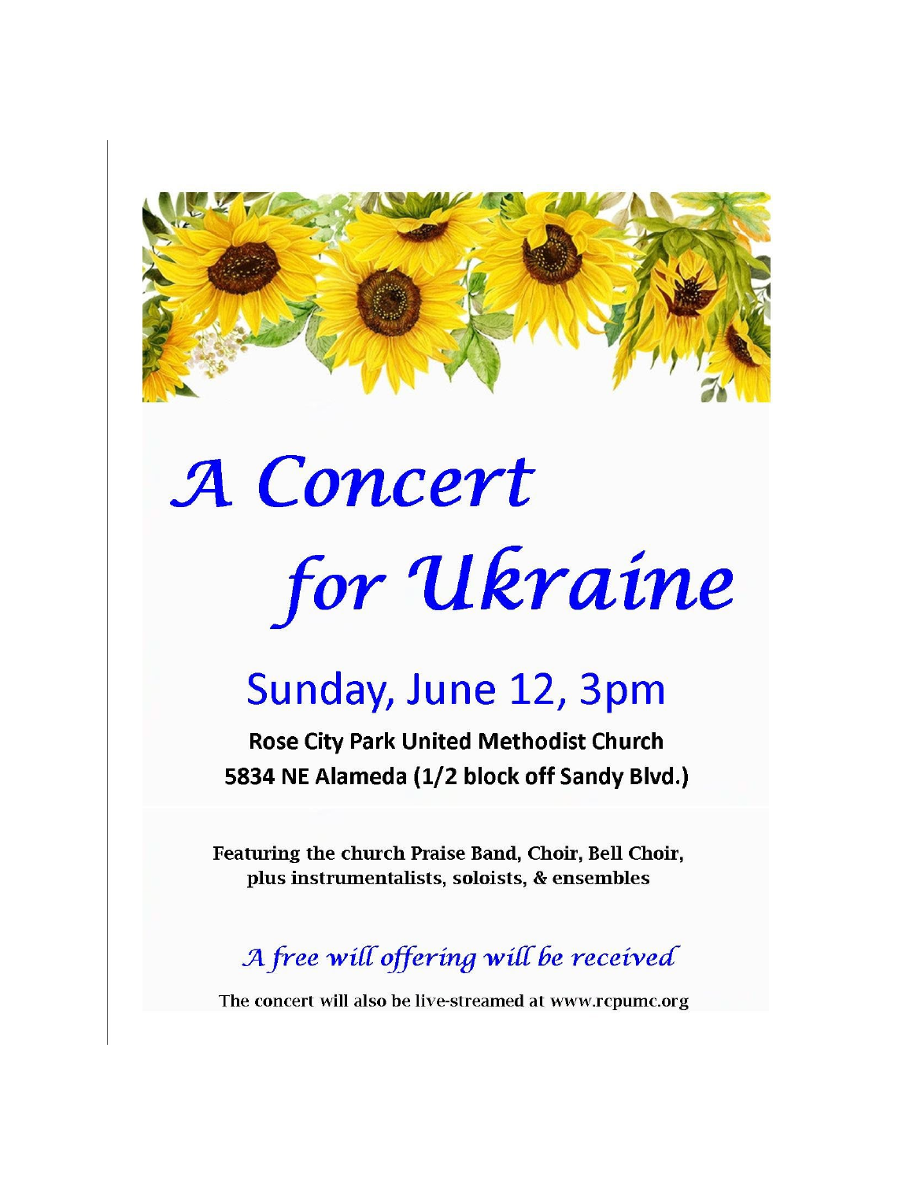# A Concert for Ukraine

## Sunday, June 12, 3pm

**Rose City Park United Methodist Church**
**5834 NE Alameda (1/2 block off Sandy Blvd.)**

**Featuring the church Praise Band, Choir, Bell Choir, plus instrumentalists, soloists, & ensembles**

*A free will offering will be received*

The concert will also be live-streamed at www.rcpumc.org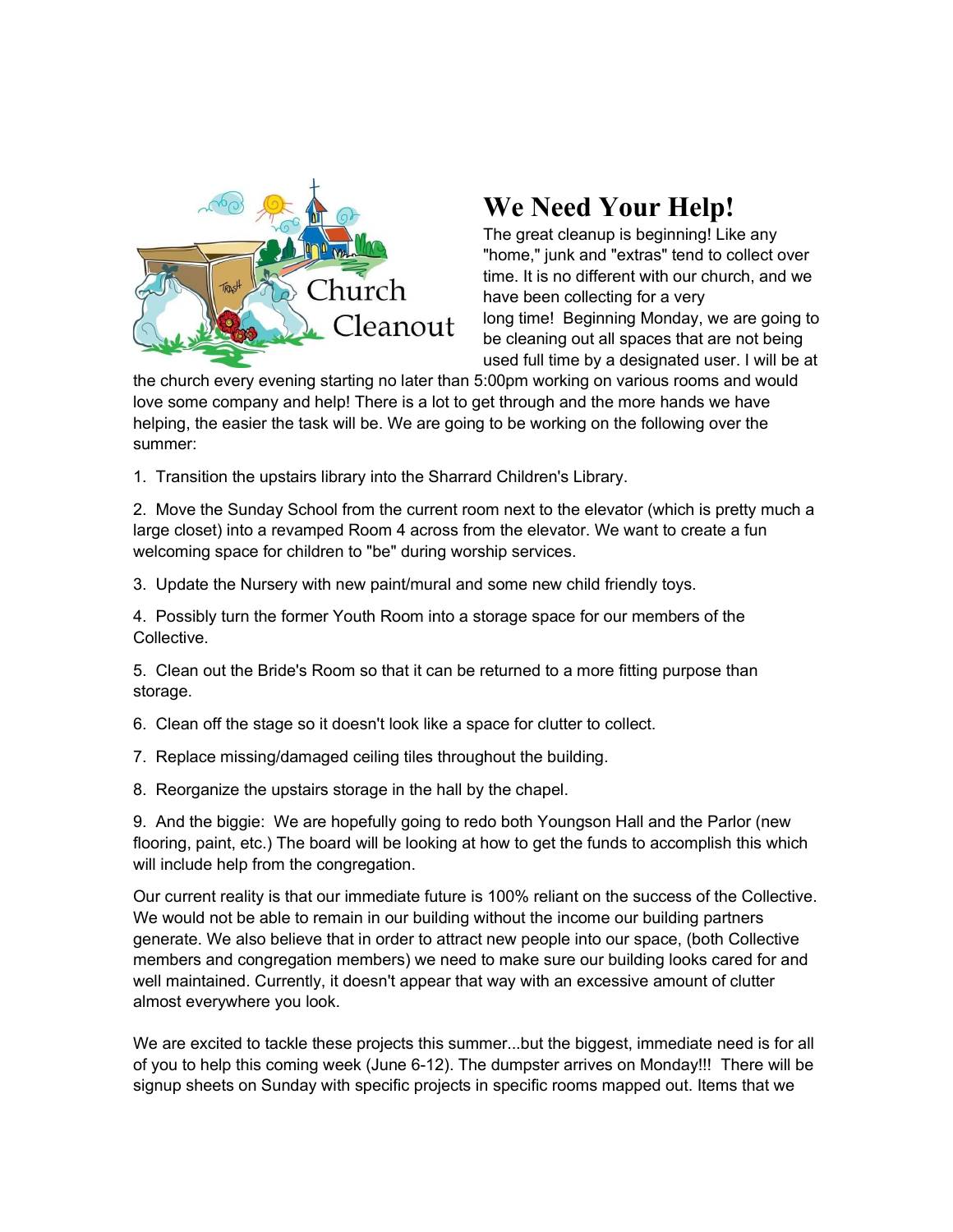# We Need Your Help!

The great cleanup is beginning! Like any "home," junk and "extras" tend to collect over time. It is no different with our church, and we have been collecting for a very long time! Beginning Monday, we are going to be cleaning out all spaces that are not being used full time by a designated user. I will be at the church every evening starting no later than 5:00pm working on various rooms and would love some company and help! There is a lot to get through and the more hands we have helping, the easier the task will be. We are going to be working on the following over the summer:

1. Transition the upstairs library into the Sharrard Children's Library.

2. Move the Sunday School from the current room next to the elevator (which is pretty much a large closet) into a revamped Room 4 across from the elevator. We want to create a fun welcoming space for children to "be" during worship services.

3. Update the Nursery with new paint/mural and some new child friendly toys.

4. Possibly turn the former Youth Room into a storage space for our members of the Collective.

5. Clean out the Bride's Room so that it can be returned to a more fitting purpose than storage.

6. Clean off the stage so it doesn't look like a space for clutter to collect.

7. Replace missing/damaged ceiling tiles throughout the building.

8. Reorganize the upstairs storage in the hall by the chapel.

9. And the biggie: We are hopefully going to redo both Youngson Hall and the Parlor (new flooring, paint, etc.) The board will be looking at how to get the funds to accomplish this which will include help from the congregation.

Our current reality is that our immediate future is 100% reliant on the success of the Collective. We would not be able to remain in our building without the income our building partners generate. We also believe that in order to attract new people into our space, (both Collective members and congregation members) we need to make sure our building looks cared for and well maintained. Currently, it doesn't appear that way with an excessive amount of clutter almost everywhere you look.

We are excited to tackle these projects this summer...but the biggest, immediate need is for all of you to help this coming week (June 6-12). The dumpster arrives on Monday!!! There will be signup sheets on Sunday with specific projects in specific rooms mapped out. Items that we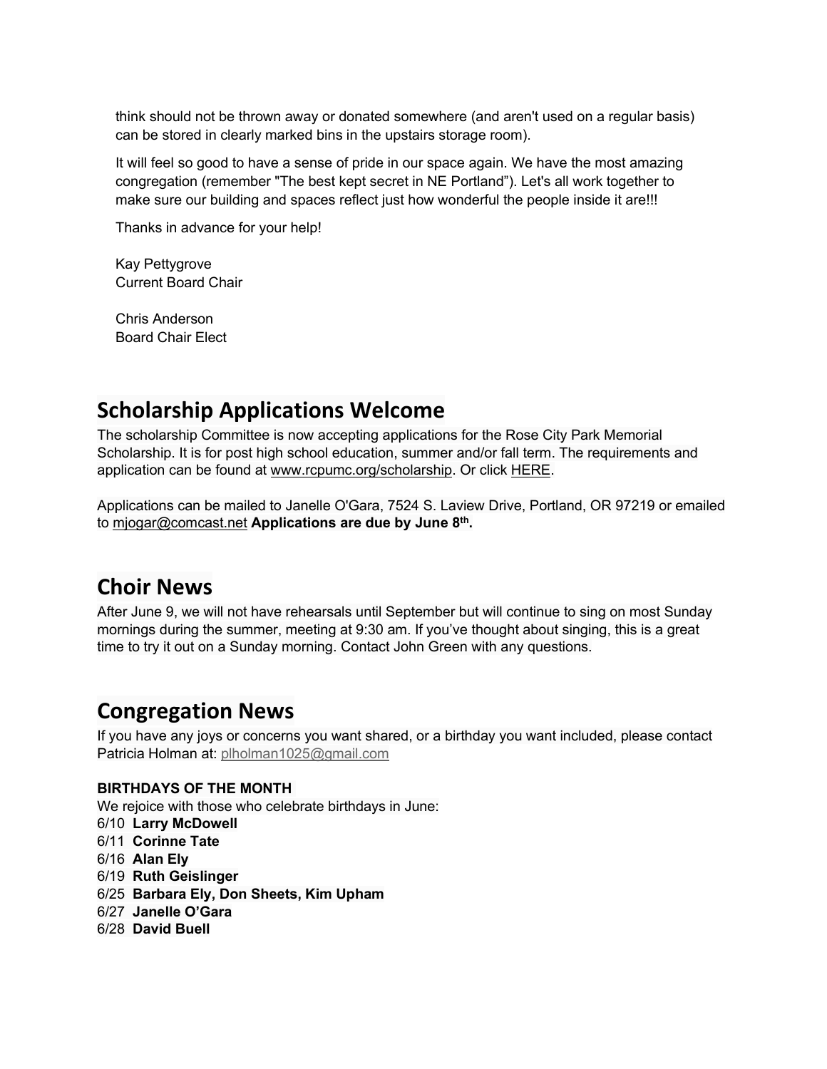think should not be thrown away or donated somewhere (and aren't used on a regular basis) can be stored in clearly marked bins in the upstairs storage room).

It will feel so good to have a sense of pride in our space again. We have the most amazing congregation (remember "The best kept secret in NE Portland"). Let's all work together to make sure our building and spaces reflect just how wonderful the people inside it are!!!

Thanks in advance for your help!

Kay Pettygrove
Current Board Chair

Chris Anderson
Board Chair Elect

## Scholarship Applications Welcome

The scholarship Committee is now accepting applications for the Rose City Park Memorial Scholarship. It is for post high school education, summer and/or fall term. The requirements and application can be found at www.rcpumc.org/scholarship. Or click HERE.

Applications can be mailed to Janelle O'Gara, 7524 S. Laview Drive, Portland, OR 97219 or emailed to mjogar@comcast.net **Applications are due by June 8th.**

## Choir News

After June 9, we will not have rehearsals until September but will continue to sing on most Sunday mornings during the summer, meeting at 9:30 am. If you've thought about singing, this is a great time to try it out on a Sunday morning. Contact John Green with any questions.

## Congregation News

If you have any joys or concerns you want shared, or a birthday you want included, please contact Patricia Holman at: plholman1025@gmail.com

**BIRTHDAYS OF THE MONTH**

We rejoice with those who celebrate birthdays in June:

6/10 **Larry McDowell**
6/11 **Corinne Tate**
6/16 **Alan Ely**
6/19 **Ruth Geislinger**
6/25 **Barbara Ely, Don Sheets, Kim Upham**
6/27 **Janelle O'Gara**
6/28 **David Buell**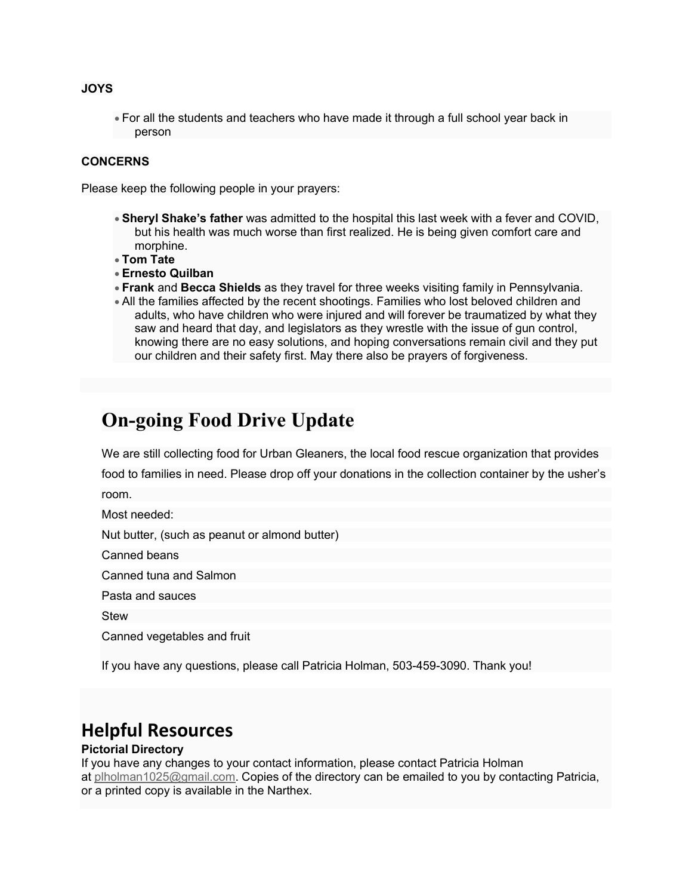**JOYS**

- For all the students and teachers who have made it through a full school year back in person

**CONCERNS**

Please keep the following people in your prayers:

- **Sheryl Shake's father** was admitted to the hospital this last week with a fever and COVID, but his health was much worse than first realized. He is being given comfort care and morphine.
- **Tom Tate**
- **Ernesto Quilban**
- **Frank** and **Becca Shields** as they travel for three weeks visiting family in Pennsylvania.
- All the families affected by the recent shootings. Families who lost beloved children and adults, who have children who were injured and will forever be traumatized by what they saw and heard that day, and legislators as they wrestle with the issue of gun control, knowing there are no easy solutions, and hoping conversations remain civil and they put our children and their safety first. May there also be prayers of forgiveness.

# On-going Food Drive Update

We are still collecting food for Urban Gleaners, the local food rescue organization that provides food to families in need. Please drop off your donations in the collection container by the usher's room.

Most needed:

Nut butter, (such as peanut or almond butter)

Canned beans

Canned tuna and Salmon

Pasta and sauces

Stew

Canned vegetables and fruit

If you have any questions, please call Patricia Holman, 503-459-3090. Thank you!

# Helpful Resources

**Pictorial Directory**

If you have any changes to your contact information, please contact Patricia Holman at plholman1025@gmail.com. Copies of the directory can be emailed to you by contacting Patricia, or a printed copy is available in the Narthex.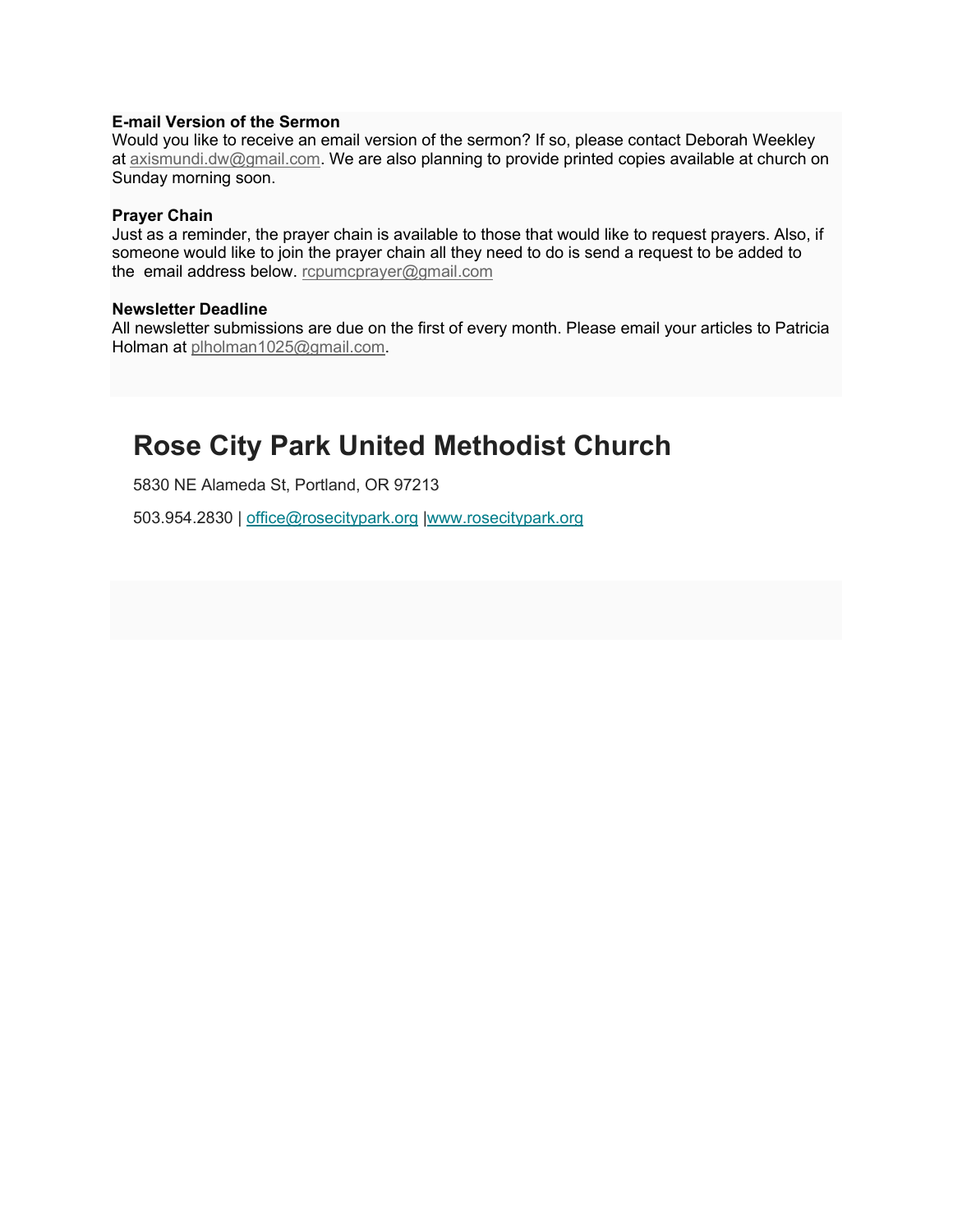**E-mail Version of the Sermon**
Would you like to receive an email version of the sermon? If so, please contact Deborah Weekley at axismundi.dw@gmail.com. We are also planning to provide printed copies available at church on Sunday morning soon.

**Prayer Chain**
Just as a reminder, the prayer chain is available to those that would like to request prayers. Also, if someone would like to join the prayer chain all they need to do is send a request to be added to the email address below. rcpumcprayer@gmail.com

**Newsletter Deadline**
All newsletter submissions are due on the first of every month. Please email your articles to Patricia Holman at plholman1025@gmail.com.

# Rose City Park United Methodist Church

5830 NE Alameda St, Portland, OR 97213

503.954.2830 | office@rosecitypark.org |www.rosecitypark.org